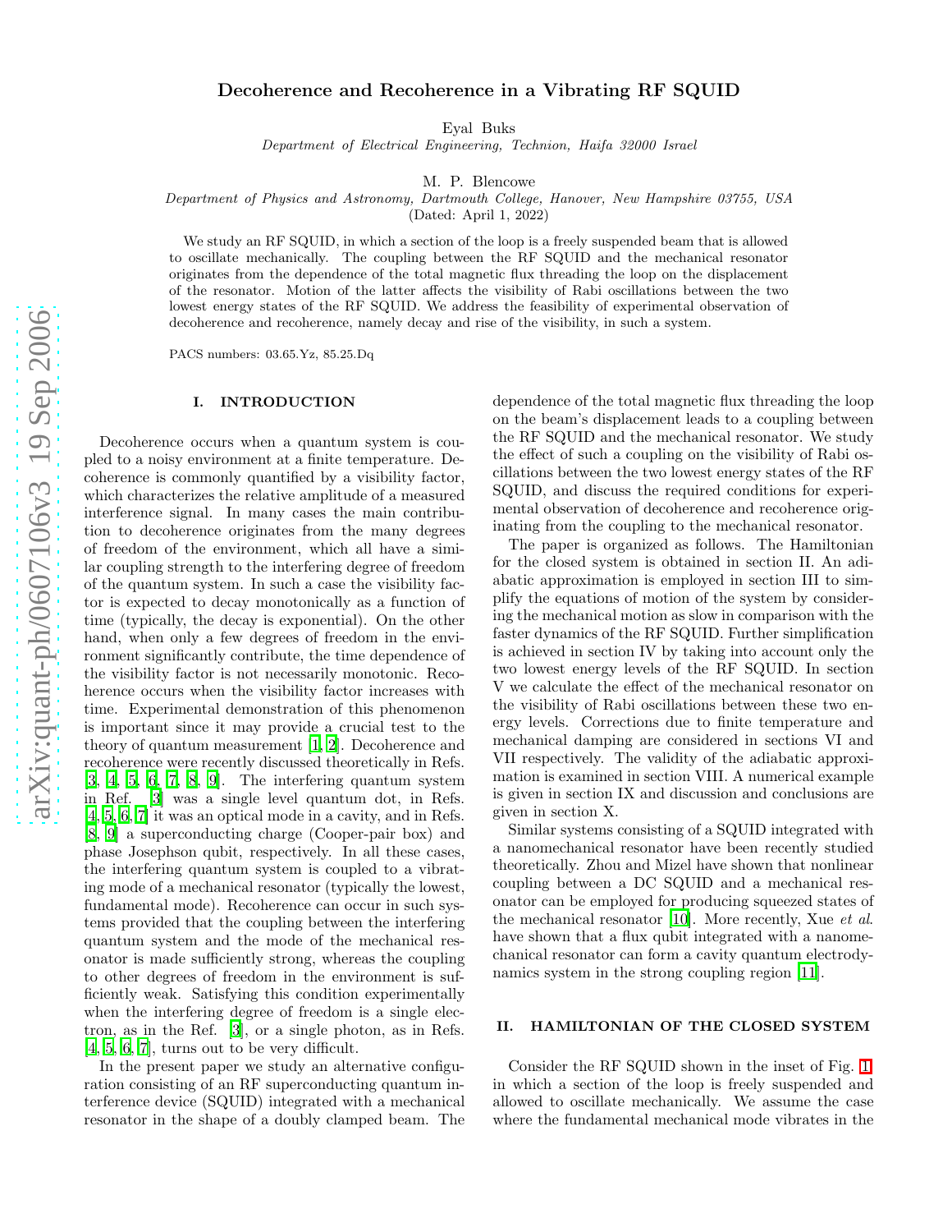# Decoherence and Recoherence in a Vibrating RF SQUID

Eyal Buks

*Department of Electrical Engineering, Technion, Haifa 32000 Israel*

M. P. Blencowe

*Department of Physics and Astronomy, Dartmouth College, Hanover, New Hampshire 03755, USA*

(Dated: April 1, 2022)

We study an RF SQUID, in which a section of the loop is a freely suspended beam that is allowed to oscillate mechanically. The coupling between the RF SQUID and the mechanical resonator originates from the dependence of the total magnetic flux threading the loop on the displacement of the resonator. Motion of the latter affects the visibility of Rabi oscillations between the two lowest energy states of the RF SQUID. We address the feasibility of experimental observation of decoherence and recoherence, namely decay and rise of the visibility, in such a system.

PACS numbers: 03.65.Yz, 85.25.Dq

## I. INTRODUCTION

Decoherence occurs when a quantum system is coupled to a noisy environment at a finite temperature. Decoherence is commonly quantified by a visibility factor, which characterizes the relative amplitude of a measured interference signal. In many cases the main contribution to decoherence originates from the many degrees of freedom of the environment, which all have a similar coupling strength to the interfering degree of freedom of the quantum system. In such a case the visibility factor is expected to decay monotonically as a function of time (typically, the decay is exponential). On the other hand, when only a few degrees of freedom in the environment significantly contribute, the time dependence of the visibility factor is not necessarily monotonic. Recoherence occurs when the visibility factor increases with time. Experimental demonstration of this phenomenon is important since it may provide a crucial test to the theory of quantum measurement [1, 2]. Decoherence and recoherence were recently discussed theoretically in Refs. [3, 4, 5, 6, 7, 8, 9]. The interfering quantum system in Ref. [3] was a single level quantum dot, in Refs. [4, 5, 6, 7] it was an optical mode in a cavity, and in Refs. [8, 9] a superconducting charge (Cooper-pair box) and phase Josephson qubit, respectively. In all these cases, the interfering quantum system is coupled to a vibrating mode of a mechanical resonator (typically the lowest, fundamental mode). Recoherence can occur in such systems provided that the coupling between the interfering quantum system and the mode of the mechanical resonator is made sufficiently strong, whereas the coupling to other degrees of freedom in the environment is sufficiently weak. Satisfying this condition experimentally when the interfering degree of freedom is a single electron, as in the Ref. [3], or a single photon, as in Refs. [4, 5, 6, 7], turns out to be very difficult.

In the present paper we study an alternative configuration consisting of an RF superconducting quantum interference device (SQUID) integrated with a mechanical resonator in the shape of a doubly clamped beam. The dependence of the total magnetic flux threading the loop on the beam's displacement leads to a coupling between the RF SQUID and the mechanical resonator. We study the effect of such a coupling on the visibility of Rabi oscillations between the two lowest energy states of the RF SQUID, and discuss the required conditions for experimental observation of decoherence and recoherence originating from the coupling to the mechanical resonator.

The paper is organized as follows. The Hamiltonian for the closed system is obtained in section II. An adiabatic approximation is employed in section III to simplify the equations of motion of the system by considering the mechanical motion as slow in comparison with the faster dynamics of the RF SQUID. Further simplification is achieved in section IV by taking into account only the two lowest energy levels of the RF SQUID. In section V we calculate the effect of the mechanical resonator on the visibility of Rabi oscillations between these two energy levels. Corrections due to finite temperature and mechanical damping are considered in sections VI and VII respectively. The validity of the adiabatic approximation is examined in section VIII. A numerical example is given in section IX and discussion and conclusions are given in section X.

Similar systems consisting of a SQUID integrated with a nanomechanical resonator have been recently studied theoretically. Zhou and Mizel have shown that nonlinear coupling between a DC SQUID and a mechanical resonator can be employed for producing squeezed states of the mechanical resonator [10]. More recently, Xue *et al.* have shown that a flux qubit integrated with a nanomechanical resonator can form a cavity quantum electrodynamics system in the strong coupling region [11].

## II. HAMILTONIAN OF THE CLOSED SYSTEM

Consider the RF SQUID shown in the inset of Fig. 1, in which a section of the loop is freely suspended and allowed to oscillate mechanically. We assume the case where the fundamental mechanical mode vibrates in the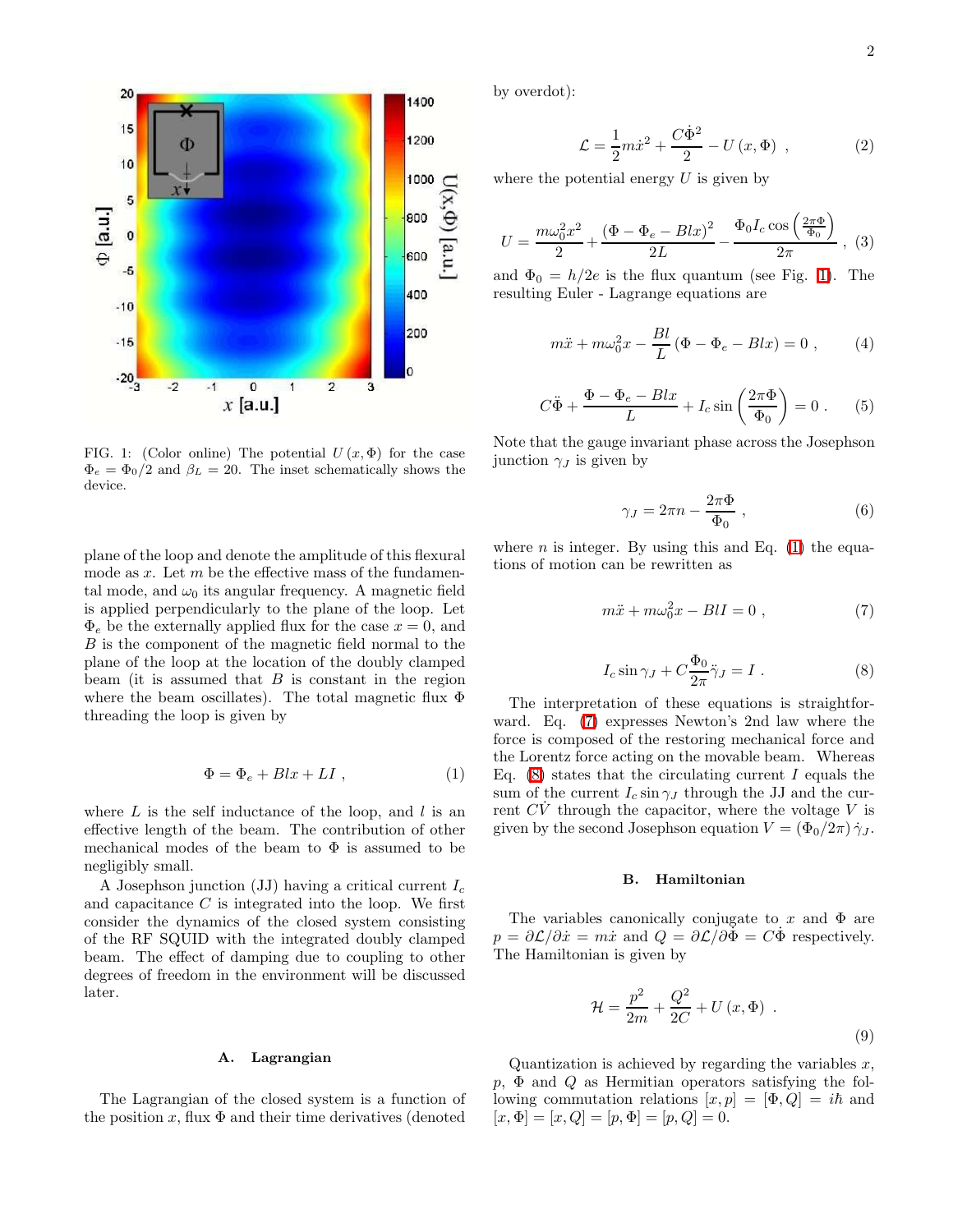FIG. 1: (Color online) The potential $U(x,\Phi)$ for the case $\Phi_e = \Phi_0/2$ and $\beta_L = 20$. The inset schematically shows the device.

plane of the loop and denote the amplitude of this flexural mode as $x$. Let $m$ be the effective mass of the fundamental mode, and $\omega_0$ its angular frequency. A magnetic field is applied perpendicularly to the plane of the loop. Let $\Phi_e$ be the externally applied flux for the case $x = 0$, and $B$ is the component of the magnetic field normal to the plane of the loop at the location of the doubly clamped beam (it is assumed that $B$ is constant in the region where the beam oscillates). The total magnetic flux $\Phi$ threading the loop is given by

$$\Phi = \Phi_e + Blx + LI , \tag{1}$$

where $L$ is the self inductance of the loop, and $l$ is an effective length of the beam. The contribution of other mechanical modes of the beam to $\Phi$ is assumed to be negligibly small.

A Josephson junction (JJ) having a critical current $I_c$ and capacitance $C$ is integrated into the loop. We first consider the dynamics of the closed system consisting of the RF SQUID with the integrated doubly clamped beam. The effect of damping due to coupling to other degrees of freedom in the environment will be discussed later.

### A. Lagrangian

The Lagrangian of the closed system is a function of the position $x$, flux $\Phi$ and their time derivatives (denoted by overdot):

$$\mathcal{L} = \frac{1}{2}m\dot{x}^2 + \frac{C\dot{\Phi}^2}{2} - U(x,\Phi) , \tag{2}$$

where the potential energy $U$ is given by

$$U = \frac{m\omega_0^2 x^2}{2} + \frac{(\Phi - \Phi_e - Blx)^2}{2L} - \frac{\Phi_0 I_c \cos\left(\frac{2\pi\Phi}{\Phi_0}\right)}{2\pi} , \tag{3}$$

and $\Phi_0 = h/2e$ is the flux quantum (see Fig. 1). The resulting Euler - Lagrange equations are

$$m\ddot{x} + m\omega_0^2 x - \frac{Bl}{L}(\Phi - \Phi_e - Blx) = 0 , \tag{4}$$

$$C\ddot{\Phi} + \frac{\Phi - \Phi_e - Blx}{L} + I_c \sin\left(\frac{2\pi\Phi}{\Phi_0}\right) = 0 . \tag{5}$$

Note that the gauge invariant phase across the Josephson junction $\gamma_J$ is given by

$$\gamma_J = 2\pi n - \frac{2\pi\Phi}{\Phi_0} , \tag{6}$$

where $n$ is integer. By using this and Eq. (1) the equations of motion can be rewritten as

$$m\ddot{x} + m\omega_0^2 x - BlI = 0 , \tag{7}$$

$$I_c \sin\gamma_J + C\frac{\Phi_0}{2\pi}\ddot{\gamma}_J = I . \tag{8}$$

The interpretation of these equations is straightforward. Eq. (7) expresses Newton's 2nd law where the force is composed of the restoring mechanical force and the Lorentz force acting on the movable beam. Whereas Eq. (8) states that the circulating current $I$ equals the sum of the current $I_c \sin\gamma_J$ through the JJ and the current $C\dot{V}$ through the capacitor, where the voltage $V$ is given by the second Josephson equation $V = (\Phi_0/2\pi)\dot{\gamma}_J$.

### B. Hamiltonian

The variables canonically conjugate to $x$ and $\Phi$ are $p = \partial\mathcal{L}/\partial\dot{x} = m\dot{x}$ and $Q = \partial\mathcal{L}/\partial\dot{\Phi} = C\dot{\Phi}$ respectively. The Hamiltonian is given by

$$\mathcal{H} = \frac{p^2}{2m} + \frac{Q^2}{2C} + U(x,\Phi) . \tag{9}$$

Quantization is achieved by regarding the variables $x$, $p$, $\Phi$ and $Q$ as Hermitian operators satisfying the following commutation relations $[x, p] = [\Phi, Q] = i\hbar$ and $[x, \Phi] = [x, Q] = [p, \Phi] = [p, Q] = 0$.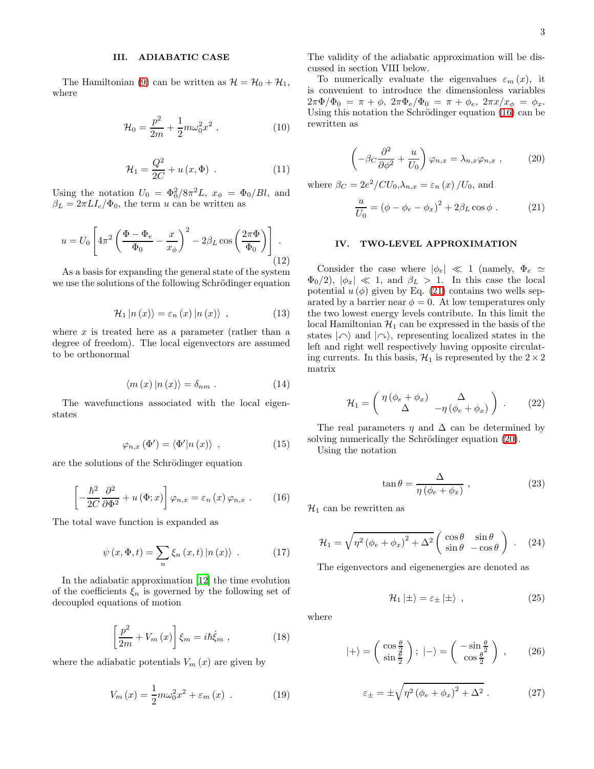## III. ADIABATIC CASE

The Hamiltonian (9) can be written as $\mathcal{H} = \mathcal{H}_0 + \mathcal{H}_1$, where

$$\mathcal{H}_0 = \frac{p^2}{2m} + \frac{1}{2} m\omega_0^2 x^2 \ , \tag{10}$$

$$\mathcal{H}_1 = \frac{Q^2}{2C} + u\left(x, \Phi\right) \ . \tag{11}$$

Using the notation $U_0 = \Phi_0^2/8\pi^2 L$, $x_\phi = \Phi_0/Bl$, and $\beta_L = 2\pi L I_c/\Phi_0$, the term $u$ can be written as

$$u = U_0 \left[ 4\pi^2 \left( \frac{\Phi - \Phi_e}{\Phi_0} - \frac{x}{x_\phi} \right)^2 - 2\beta_L \cos\left( \frac{2\pi\Phi}{\Phi_0} \right) \right] \ . \tag{12}$$

As a basis for expanding the general state of the system we use the solutions of the following Schrödinger equation

$$\mathcal{H}_1 \left| n\left(x\right) \right\rangle = \varepsilon_n\left(x\right) \left| n\left(x\right) \right\rangle \ , \tag{13}$$

where $x$ is treated here as a parameter (rather than a degree of freedom). The local eigenvectors are assumed to be orthonormal

$$\left\langle m\left(x\right) | n\left(x\right) \right\rangle = \delta_{nm} \ . \tag{14}$$

The wavefunctions associated with the local eigenstates

$$\varphi_{n,x}\left(\Phi'\right) = \left\langle \Phi' | n\left(x\right) \right\rangle \ , \tag{15}$$

are the solutions of the Schrödinger equation

$$\left[ -\frac{\hbar^2}{2C} \frac{\partial^2}{\partial \Phi^2} + u\left(\Phi; x\right) \right] \varphi_{n,x} = \varepsilon_n\left(x\right) \varphi_{n,x} \ . \tag{16}$$

The total wave function is expanded as

$$\psi\left(x, \Phi, t\right) = \sum_n \xi_n\left(x, t\right) \left| n\left(x\right) \right\rangle \ . \tag{17}$$

In the adiabatic approximation [12] the time evolution of the coefficients $\xi_n$ is governed by the following set of decoupled equations of motion

$$\left[ \frac{p^2}{2m} + V_m\left(x\right) \right] \xi_m = i\hbar \dot{\xi}_m \ , \tag{18}$$

where the adiabatic potentials $V_m\left(x\right)$ are given by

$$V_m\left(x\right) = \frac{1}{2} m\omega_0^2 x^2 + \varepsilon_m\left(x\right) \ . \tag{19}$$

The validity of the adiabatic approximation will be discussed in section VIII below.

To numerically evaluate the eigenvalues $\varepsilon_m\left(x\right)$, it is convenient to introduce the dimensionless variables $2\pi\Phi/\Phi_0 = \pi + \phi$, $2\pi\Phi_e/\Phi_0 = \pi + \phi_e$, $2\pi x/x_\phi = \phi_x$. Using this notation the Schrödinger equation (16) can be rewritten as

$$\left( -\beta_C \frac{\partial^2}{\partial \phi^2} + \frac{u}{U_0} \right) \varphi_{n,x} = \lambda_{n,x} \varphi_{n,x} \ , \tag{20}$$

where $\beta_C = 2e^2/CU_0$, $\lambda_{n,x} = \varepsilon_n\left(x\right)/U_0$, and

$$\frac{u}{U_0} = \left(\phi - \phi_e - \phi_x\right)^2 + 2\beta_L \cos\phi \ . \tag{21}$$

## IV. TWO-LEVEL APPROXIMATION

Consider the case where $|\phi_e| \ll 1$ (namely, $\Phi_e \simeq \Phi_0/2$), $|\phi_x| \ll 1$, and $\beta_L > 1$. In this case the local potential $u\left(\phi\right)$ given by Eq. (21) contains two wells separated by a barrier near $\phi = 0$. At low temperatures only the two lowest energy levels contribute. In this limit the local Hamiltonian $\mathcal{H}_1$ can be expressed in the basis of the states $\left|\curvearrowleft\right\rangle$ and $\left|\curvearrowright\right\rangle$, representing localized states in the left and right well respectively having opposite circulating currents. In this basis, $\mathcal{H}_1$ is represented by the $2 \times 2$ matrix

$$\mathcal{H}_1 = \begin{pmatrix} \eta\left(\phi_e + \phi_x\right) & \Delta \\ \Delta & -\eta\left(\phi_e + \phi_x\right) \end{pmatrix} \ . \tag{22}$$

The real parameters $\eta$ and $\Delta$ can be determined by solving numerically the Schrödinger equation (20).

Using the notation

$$\tan\theta = \frac{\Delta}{\eta\left(\phi_e + \phi_x\right)} \ , \tag{23}$$

$\mathcal{H}_1$ can be rewritten as

$$\mathcal{H}_1 = \sqrt{\eta^2\left(\phi_e + \phi_x\right)^2 + \Delta^2} \begin{pmatrix} \cos\theta & \sin\theta \\ \sin\theta & -\cos\theta \end{pmatrix} \ . \tag{24}$$

The eigenvectors and eigenenergies are denoted as

$$\mathcal{H}_1 \left|\pm\right\rangle = \varepsilon_\pm \left|\pm\right\rangle \ , \tag{25}$$

where

$$\left|+\right\rangle = \begin{pmatrix} \cos\frac{\theta}{2} \\ \sin\frac{\theta}{2} \end{pmatrix} ; \ \left|-\right\rangle = \begin{pmatrix} -\sin\frac{\theta}{2} \\ \cos\frac{\theta}{2} \end{pmatrix} \ , \tag{26}$$

$$\varepsilon_\pm = \pm\sqrt{\eta^2\left(\phi_e + \phi_x\right)^2 + \Delta^2} \ . \tag{27}$$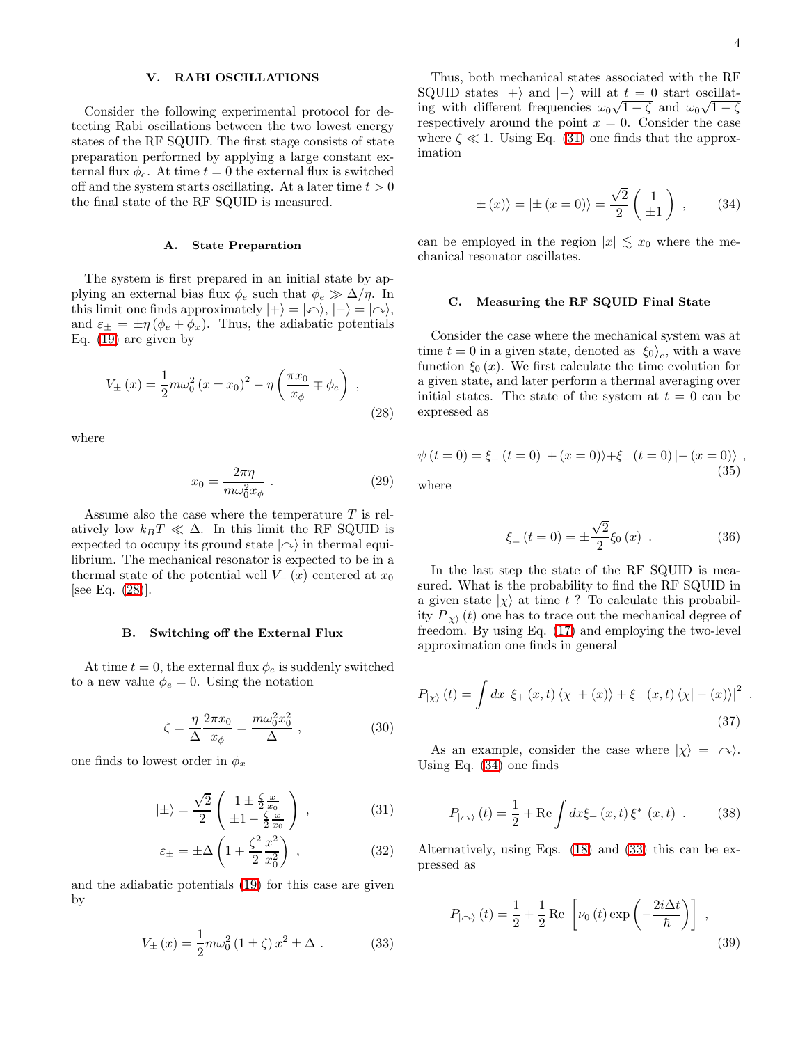## V. RABI OSCILLATIONS

Consider the following experimental protocol for detecting Rabi oscillations between the two lowest energy states of the RF SQUID. The first stage consists of state preparation performed by applying a large constant external flux $\phi_e$. At time $t = 0$ the external flux is switched off and the system starts oscillating. At a later time $t > 0$ the final state of the RF SQUID is measured.

### A. State Preparation

The system is first prepared in an initial state by applying an external bias flux $\phi_e$ such that $\phi_e \gg \Delta/\eta$. In this limit one finds approximately $|+\rangle = |\circlearrowleft\rangle$, $|-\rangle = |\circlearrowright\rangle$, and $\varepsilon_\pm = \pm\eta(\phi_e + \phi_x)$. Thus, the adiabatic potentials Eq. (19) are given by

$$V_\pm(x) = \frac{1}{2}m\omega_0^2(x \pm x_0)^2 - \eta\left(\frac{\pi x_0}{x_\phi} \mp \phi_e\right) , \tag{28}$$

where

$$x_0 = \frac{2\pi\eta}{m\omega_0^2 x_\phi} . \tag{29}$$

Assume also the case where the temperature $T$ is relatively low $k_B T \ll \Delta$. In this limit the RF SQUID is expected to occupy its ground state $|\circlearrowright\rangle$ in thermal equilibrium. The mechanical resonator is expected to be in a thermal state of the potential well $V_-(x)$ centered at $x_0$ [see Eq. (28)].

### B. Switching off the External Flux

At time $t = 0$, the external flux $\phi_e$ is suddenly switched to a new value $\phi_e = 0$. Using the notation

$$\zeta = \frac{\eta}{\Delta}\frac{2\pi x_0}{x_\phi} = \frac{m\omega_0^2 x_0^2}{\Delta} , \tag{30}$$

one finds to lowest order in $\phi_x$

$$|\pm\rangle = \frac{\sqrt{2}}{2}\begin{pmatrix} 1 \pm \frac{\zeta}{2}\frac{x}{x_0} \\ \pm 1 - \frac{\zeta}{2}\frac{x}{x_0} \end{pmatrix} , \tag{31}$$

$$\varepsilon_\pm = \pm\Delta\left(1 + \frac{\zeta^2}{2}\frac{x^2}{x_0^2}\right) , \tag{32}$$

and the adiabatic potentials (19) for this case are given by

$$V_\pm(x) = \frac{1}{2}m\omega_0^2(1 \pm \zeta)x^2 \pm \Delta . \tag{33}$$

Thus, both mechanical states associated with the RF SQUID states $|+\rangle$ and $|-\rangle$ will at $t = 0$ start oscillating with different frequencies $\omega_0\sqrt{1+\zeta}$ and $\omega_0\sqrt{1-\zeta}$ respectively around the point $x = 0$. Consider the case where $\zeta \ll 1$. Using Eq. (31) one finds that the approximation

$$|\pm(x)\rangle = |\pm(x=0)\rangle = \frac{\sqrt{2}}{2}\begin{pmatrix} 1 \\ \pm 1 \end{pmatrix} , \tag{34}$$

can be employed in the region $|x| \lesssim x_0$ where the mechanical resonator oscillates.

### C. Measuring the RF SQUID Final State

Consider the case where the mechanical system was at time $t = 0$ in a given state, denoted as $|\xi_0\rangle_e$, with a wave function $\xi_0(x)$. We first calculate the time evolution for a given state, and later perform a thermal averaging over initial states. The state of the system at $t = 0$ can be expressed as

$$\psi(t=0) = \xi_+(t=0)\,|+(x=0)\rangle + \xi_-(t=0)\,|-(x=0)\rangle , \tag{35}$$

where

$$\xi_\pm(t=0) = \pm\frac{\sqrt{2}}{2}\xi_0(x) . \tag{36}$$

In the last step the state of the RF SQUID is measured. What is the probability to find the RF SQUID in a given state $|\chi\rangle$ at time $t$ ? To calculate this probability $P_{|\chi\rangle}(t)$ one has to trace out the mechanical degree of freedom. By using Eq. (17) and employing the two-level approximation one finds in general

$$P_{|\chi\rangle}(t) = \int dx\,\left|\xi_+(x,t)\langle\chi|+(x)\rangle + \xi_-(x,t)\langle\chi|-(x)\rangle\right|^2 . \tag{37}$$

As an example, consider the case where $|\chi\rangle = |\circlearrowright\rangle$. Using Eq. (34) one finds

$$P_{|\circlearrowright\rangle}(t) = \frac{1}{2} + \mathrm{Re}\int dx\,\xi_+(x,t)\,\xi_-^*(x,t) . \tag{38}$$

Alternatively, using Eqs. (18) and (33) this can be expressed as

$$P_{|\circlearrowright\rangle}(t) = \frac{1}{2} + \frac{1}{2}\mathrm{Re}\left[\nu_0(t)\exp\left(-\frac{2i\Delta t}{\hbar}\right)\right] , \tag{39}$$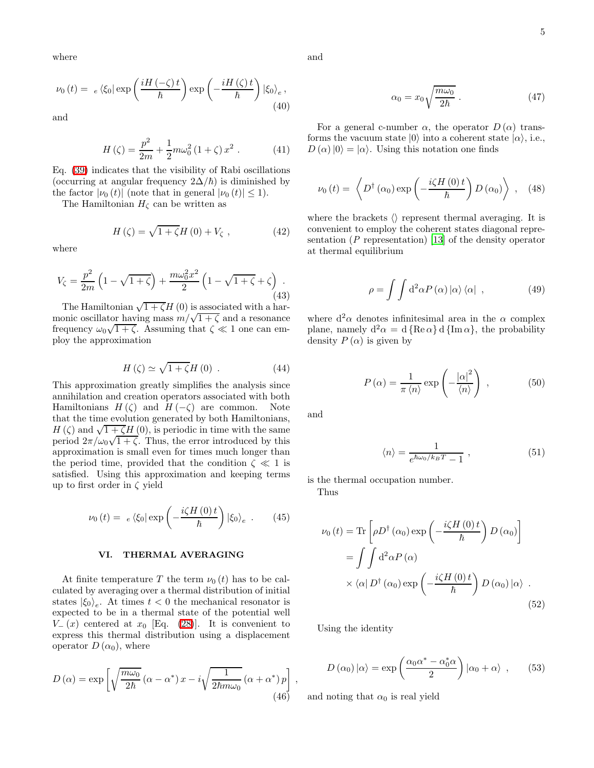where

$$\nu_0(t) = {}_e\langle \xi_0 | \exp\left(\frac{iH(-\zeta)t}{\hbar}\right) \exp\left(-\frac{iH(\zeta)t}{\hbar}\right) |\xi_0\rangle_e , \tag{40}$$

and

$$H(\zeta) = \frac{p^2}{2m} + \frac{1}{2} m\omega_0^2 (1+\zeta) x^2 . \tag{41}$$

Eq. (39) indicates that the visibility of Rabi oscillations (occurring at angular frequency $2\Delta/\hbar$) is diminished by the factor $|\nu_0(t)|$ (note that in general $|\nu_0(t)| \leq 1$).

The Hamiltonian $H_\zeta$ can be written as

$$H(\zeta) = \sqrt{1+\zeta} H(0) + V_\zeta , \tag{42}$$

where

$$V_\zeta = \frac{p^2}{2m}\left(1 - \sqrt{1+\zeta}\right) + \frac{m\omega_0^2 x^2}{2}\left(1 - \sqrt{1+\zeta} + \zeta\right) . \tag{43}$$

The Hamiltonian $\sqrt{1+\zeta} H(0)$ is associated with a harmonic oscillator having mass $m/\sqrt{1+\zeta}$ and a resonance frequency $\omega_0\sqrt{1+\zeta}$. Assuming that $\zeta \ll 1$ one can employ the approximation

$$H(\zeta) \simeq \sqrt{1+\zeta} H(0) . \tag{44}$$

This approximation greatly simplifies the analysis since annihilation and creation operators associated with both Hamiltonians $H(\zeta)$ and $H(-\zeta)$ are common. Note that the time evolution generated by both Hamiltonians, $H(\zeta)$ and $\sqrt{1+\zeta} H(0)$, is periodic in time with the same period $2\pi/\omega_0\sqrt{1+\zeta}$. Thus, the error introduced by this approximation is small even for times much longer than the period time, provided that the condition $\zeta \ll 1$ is satisfied. Using this approximation and keeping terms up to first order in $\zeta$ yield

$$\nu_0(t) = {}_e\langle \xi_0 | \exp\left(-\frac{i\zeta H(0) t}{\hbar}\right) |\xi_0\rangle_e . \tag{45}$$

## VI. THERMAL AVERAGING

At finite temperature $T$ the term $\nu_0(t)$ has to be calculated by averaging over a thermal distribution of initial states $|\xi_0\rangle_e$. At times $t < 0$ the mechanical resonator is expected to be in a thermal state of the potential well $V_-(x)$ centered at $x_0$ [Eq. (28)]. It is convenient to express this thermal distribution using a displacement operator $D(\alpha_0)$, where

$$D(\alpha) = \exp\left[\sqrt{\frac{m\omega_0}{2\hbar}}(\alpha - \alpha^*) x - i\sqrt{\frac{1}{2\hbar m\omega_0}}(\alpha + \alpha^*) p\right] , \tag{46}$$

and

$$\alpha_0 = x_0 \sqrt{\frac{m\omega_0}{2\hbar}} . \tag{47}$$

For a general c-number $\alpha$, the operator $D(\alpha)$ transforms the vacuum state $|0\rangle$ into a coherent state $|\alpha\rangle$, i.e., $D(\alpha)|0\rangle = |\alpha\rangle$. Using this notation one finds

$$\nu_0(t) = \left\langle D^\dagger(\alpha_0) \exp\left(-\frac{i\zeta H(0) t}{\hbar}\right) D(\alpha_0) \right\rangle , \tag{48}$$

where the brackets $\langle\rangle$ represent thermal averaging. It is convenient to employ the coherent states diagonal representation ($P$ representation) [13] of the density operator at thermal equilibrium

$$\rho = \int\int \mathrm{d}^2\alpha P(\alpha) |\alpha\rangle\langle\alpha| , \tag{49}$$

where $\mathrm{d}^2\alpha$ denotes infinitesimal area in the $\alpha$ complex plane, namely $\mathrm{d}^2\alpha = \mathrm{d}\{\mathrm{Re}\,\alpha\}\,\mathrm{d}\{\mathrm{Im}\,\alpha\}$, the probability density $P(\alpha)$ is given by

$$P(\alpha) = \frac{1}{\pi\langle n\rangle} \exp\left(-\frac{|\alpha|^2}{\langle n\rangle}\right) , \tag{50}$$

and

$$\langle n\rangle = \frac{1}{e^{\hbar\omega_0/k_B T} - 1} , \tag{51}$$

is the thermal occupation number.

Thus

$$\begin{aligned}
\nu_0(t) &= \mathrm{Tr}\left[\rho D^\dagger(\alpha_0) \exp\left(-\frac{i\zeta H(0) t}{\hbar}\right) D(\alpha_0)\right] \\
&= \int\int \mathrm{d}^2\alpha P(\alpha) \\
&\quad \times \langle\alpha| D^\dagger(\alpha_0) \exp\left(-\frac{i\zeta H(0) t}{\hbar}\right) D(\alpha_0) |\alpha\rangle .
\end{aligned} \tag{52}$$

Using the identity

$$D(\alpha_0)|\alpha\rangle = \exp\left(\frac{\alpha_0\alpha^* - \alpha_0^*\alpha}{2}\right) |\alpha_0 + \alpha\rangle , \tag{53}$$

and noting that $\alpha_0$ is real yield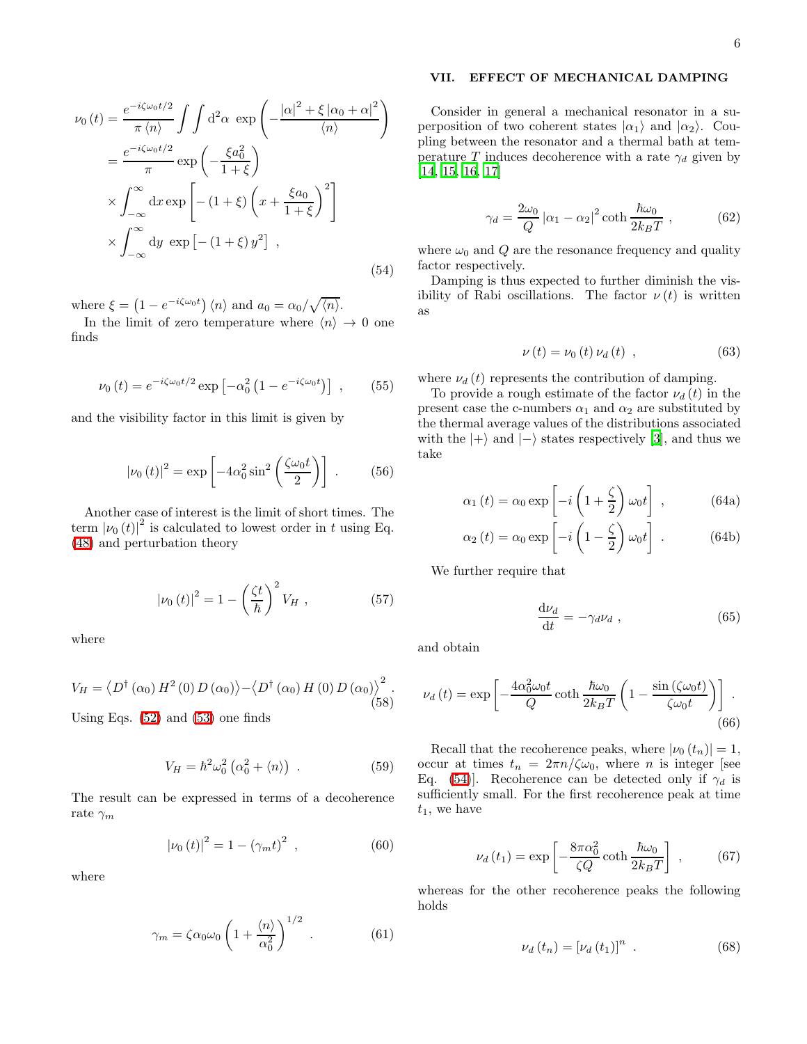$$
\begin{aligned}
\nu_0(t) &= \frac{e^{-i\zeta\omega_0 t/2}}{\pi \langle n \rangle} \int\int \mathrm{d}^2\alpha \ \exp\left( -\frac{|\alpha|^2 + \xi |\alpha_0 + \alpha|^2}{\langle n \rangle} \right) \\
&= \frac{e^{-i\zeta\omega_0 t/2}}{\pi} \exp\left( -\frac{\xi a_0^2}{1+\xi} \right) \\
&\times \int_{-\infty}^{\infty} \mathrm{d}x \exp\left[ -(1+\xi) \left( x + \frac{\xi a_0}{1+\xi} \right)^2 \right] \\
&\times \int_{-\infty}^{\infty} \mathrm{d}y \ \exp\left[ -(1+\xi) y^2 \right] \ ,
\end{aligned}
\tag{54}
$$

where $\xi = \left(1 - e^{-i\zeta\omega_0 t}\right) \langle n \rangle$ and $a_0 = \alpha_0 / \sqrt{\langle n \rangle}$.

In the limit of zero temperature where $\langle n \rangle \to 0$ one finds

$$
\nu_0(t) = e^{-i\zeta\omega_0 t/2} \exp\left[ -\alpha_0^2 \left(1 - e^{-i\zeta\omega_0 t}\right) \right] \ , \tag{55}
$$

and the visibility factor in this limit is given by

$$
|\nu_0(t)|^2 = \exp\left[ -4\alpha_0^2 \sin^2\left( \frac{\zeta\omega_0 t}{2} \right) \right] \ . \tag{56}
$$

Another case of interest is the limit of short times. The term $|\nu_0(t)|^2$ is calculated to lowest order in $t$ using Eq. (48) and perturbation theory

$$
|\nu_0(t)|^2 = 1 - \left( \frac{\zeta t}{\hbar} \right)^2 V_H \ , \tag{57}
$$

where

$$
V_H = \left\langle D^\dagger(\alpha_0) H^2(0) D(\alpha_0) \right\rangle - \left\langle D^\dagger(\alpha_0) H(0) D(\alpha_0) \right\rangle^2 . \tag{58}
$$

Using Eqs. (52) and (53) one finds

$$
V_H = \hbar^2 \omega_0^2 \left( \alpha_0^2 + \langle n \rangle \right) \ . \tag{59}
$$

The result can be expressed in terms of a decoherence rate $\gamma_m$

$$
|\nu_0(t)|^2 = 1 - (\gamma_m t)^2 \ , \tag{60}
$$

where

$$
\gamma_m = \zeta \alpha_0 \omega_0 \left( 1 + \frac{\langle n \rangle}{\alpha_0^2} \right)^{1/2} \ . \tag{61}
$$

## VII. EFFECT OF MECHANICAL DAMPING

Consider in general a mechanical resonator in a superposition of two coherent states $|\alpha_1\rangle$ and $|\alpha_2\rangle$. Coupling between the resonator and a thermal bath at temperature $T$ induces decoherence with a rate $\gamma_d$ given by [14, 15, 16, 17]

$$
\gamma_d = \frac{2\omega_0}{Q} |\alpha_1 - \alpha_2|^2 \coth \frac{\hbar\omega_0}{2k_B T} \ , \tag{62}
$$

where $\omega_0$ and $Q$ are the resonance frequency and quality factor respectively.

Damping is thus expected to further diminish the visibility of Rabi oscillations. The factor $\nu(t)$ is written as

$$
\nu(t) = \nu_0(t)\, \nu_d(t) \ , \tag{63}
$$

where $\nu_d(t)$ represents the contribution of damping.

To provide a rough estimate of the factor $\nu_d(t)$ in the present case the c-numbers $\alpha_1$ and $\alpha_2$ are substituted by the thermal average values of the distributions associated with the $|+\rangle$ and $|-\rangle$ states respectively [3], and thus we take

$$
\alpha_1(t) = \alpha_0 \exp\left[ -i \left( 1 + \frac{\zeta}{2} \right) \omega_0 t \right] \ , \tag{64a}
$$

$$
\alpha_2(t) = \alpha_0 \exp\left[ -i \left( 1 - \frac{\zeta}{2} \right) \omega_0 t \right] \ . \tag{64b}
$$

We further require that

$$
\frac{\mathrm{d}\nu_d}{\mathrm{d}t} = -\gamma_d \nu_d \ , \tag{65}
$$

and obtain

$$
\nu_d(t) = \exp\left[ -\frac{4\alpha_0^2 \omega_0 t}{Q} \coth \frac{\hbar\omega_0}{2k_B T} \left( 1 - \frac{\sin(\zeta\omega_0 t)}{\zeta\omega_0 t} \right) \right] \ . \tag{66}
$$

Recall that the recoherence peaks, where $|\nu_0(t_n)| = 1$, occur at times $t_n = 2\pi n / \zeta\omega_0$, where $n$ is integer [see Eq. (54)]. Recoherence can be detected only if $\gamma_d$ is sufficiently small. For the first recoherence peak at time $t_1$, we have

$$
\nu_d(t_1) = \exp\left[ -\frac{8\pi\alpha_0^2}{\zeta Q} \coth \frac{\hbar\omega_0}{2k_B T} \right] \ , \tag{67}
$$

whereas for the other recoherence peaks the following holds

$$
\nu_d(t_n) = \left[ \nu_d(t_1) \right]^n \ . \tag{68}
$$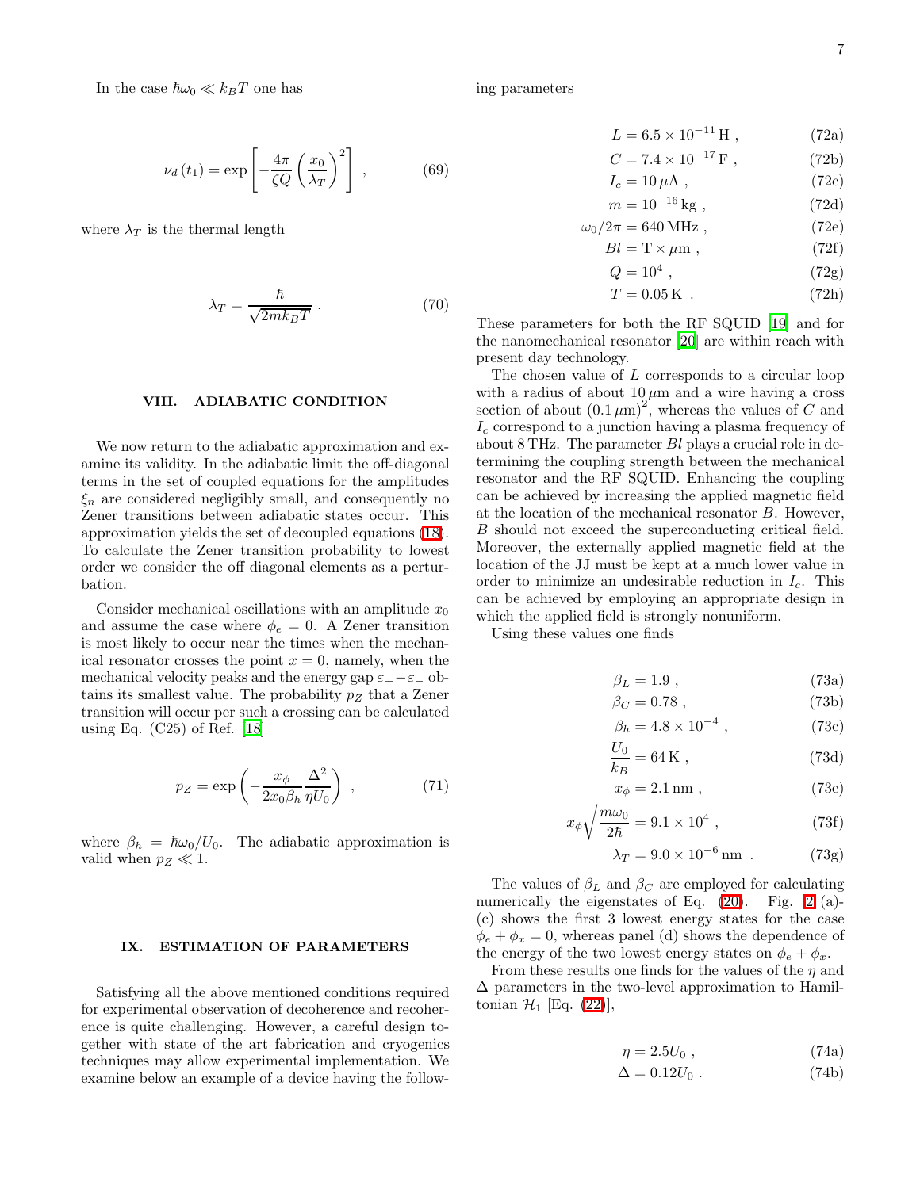In the case $\hbar\omega_0 \ll k_B T$ one has

$$\nu_d(t_1) = \exp\left[-\frac{4\pi}{\zeta Q}\left(\frac{x_0}{\lambda_T}\right)^2\right] , \tag{69}$$

where $\lambda_T$ is the thermal length

$$\lambda_T = \frac{\hbar}{\sqrt{2mk_BT}} . \tag{70}$$

## VIII. ADIABATIC CONDITION

We now return to the adiabatic approximation and examine its validity. In the adiabatic limit the off-diagonal terms in the set of coupled equations for the amplitudes $\xi_n$ are considered negligibly small, and consequently no Zener transitions between adiabatic states occur. This approximation yields the set of decoupled equations (18). To calculate the Zener transition probability to lowest order we consider the off diagonal elements as a perturbation.

Consider mechanical oscillations with an amplitude $x_0$ and assume the case where $\phi_e = 0$. A Zener transition is most likely to occur near the times when the mechanical resonator crosses the point $x = 0$, namely, when the mechanical velocity peaks and the energy gap $\varepsilon_+ - \varepsilon_-$ obtains its smallest value. The probability $p_Z$ that a Zener transition will occur per such a crossing can be calculated using Eq. (C25) of Ref. [18]

$$p_Z = \exp\left(-\frac{x_\phi}{2x_0\beta_h}\frac{\Delta^2}{\eta U_0}\right) , \tag{71}$$

where $\beta_h = \hbar\omega_0/U_0$. The adiabatic approximation is valid when $p_Z \ll 1$.

## IX. ESTIMATION OF PARAMETERS

Satisfying all the above mentioned conditions required for experimental observation of decoherence and recoherence is quite challenging. However, a careful design together with state of the art fabrication and cryogenics techniques may allow experimental implementation. We examine below an example of a device having the following parameters

$$L = 6.5\times10^{-11}\,\mathrm{H} , \tag{72a}$$
$$C = 7.4\times10^{-17}\,\mathrm{F} , \tag{72b}$$
$$I_c = 10\,\mu\mathrm{A} , \tag{72c}$$
$$m = 10^{-16}\,\mathrm{kg} , \tag{72d}$$
$$\omega_0/2\pi = 640\,\mathrm{MHz} , \tag{72e}$$
$$Bl = \mathrm{T}\times\mu\mathrm{m} , \tag{72f}$$
$$Q = 10^4 , \tag{72g}$$
$$T = 0.05\,\mathrm{K} . \tag{72h}$$

These parameters for both the RF SQUID [19] and for the nanomechanical resonator [20] are within reach with present day technology.

The chosen value of $L$ corresponds to a circular loop with a radius of about $10\,\mu$m and a wire having a cross section of about $(0.1\,\mu\mathrm{m})^2$, whereas the values of $C$ and $I_c$ correspond to a junction having a plasma frequency of about 8 THz. The parameter $Bl$ plays a crucial role in determining the coupling strength between the mechanical resonator and the RF SQUID. Enhancing the coupling can be achieved by increasing the applied magnetic field at the location of the mechanical resonator $B$. However, $B$ should not exceed the superconducting critical field. Moreover, the externally applied magnetic field at the location of the JJ must be kept at a much lower value in order to minimize an undesirable reduction in $I_c$. This can be achieved by employing an appropriate design in which the applied field is strongly nonuniform.

Using these values one finds

$$\beta_L = 1.9 , \tag{73a}$$
$$\beta_C = 0.78 , \tag{73b}$$
$$\beta_h = 4.8\times10^{-4} , \tag{73c}$$
$$\frac{U_0}{k_B} = 64\,\mathrm{K} , \tag{73d}$$
$$x_\phi = 2.1\,\mathrm{nm} , \tag{73e}$$
$$x_\phi\sqrt{\frac{m\omega_0}{2\hbar}} = 9.1\times10^4 , \tag{73f}$$
$$\lambda_T = 9.0\times10^{-6}\,\mathrm{nm} . \tag{73g}$$

The values of $\beta_L$ and $\beta_C$ are employed for calculating numerically the eigenstates of Eq. (20). Fig. 2 (a)-(c) shows the first 3 lowest energy states for the case $\phi_e + \phi_x = 0$, whereas panel (d) shows the dependence of the energy of the two lowest energy states on $\phi_e + \phi_x$.

From these results one finds for the values of the $\eta$ and $\Delta$ parameters in the two-level approximation to Hamiltonian $\mathcal{H}_1$ [Eq. (22)],

$$\eta = 2.5U_0 , \tag{74a}$$
$$\Delta = 0.12U_0 . \tag{74b}$$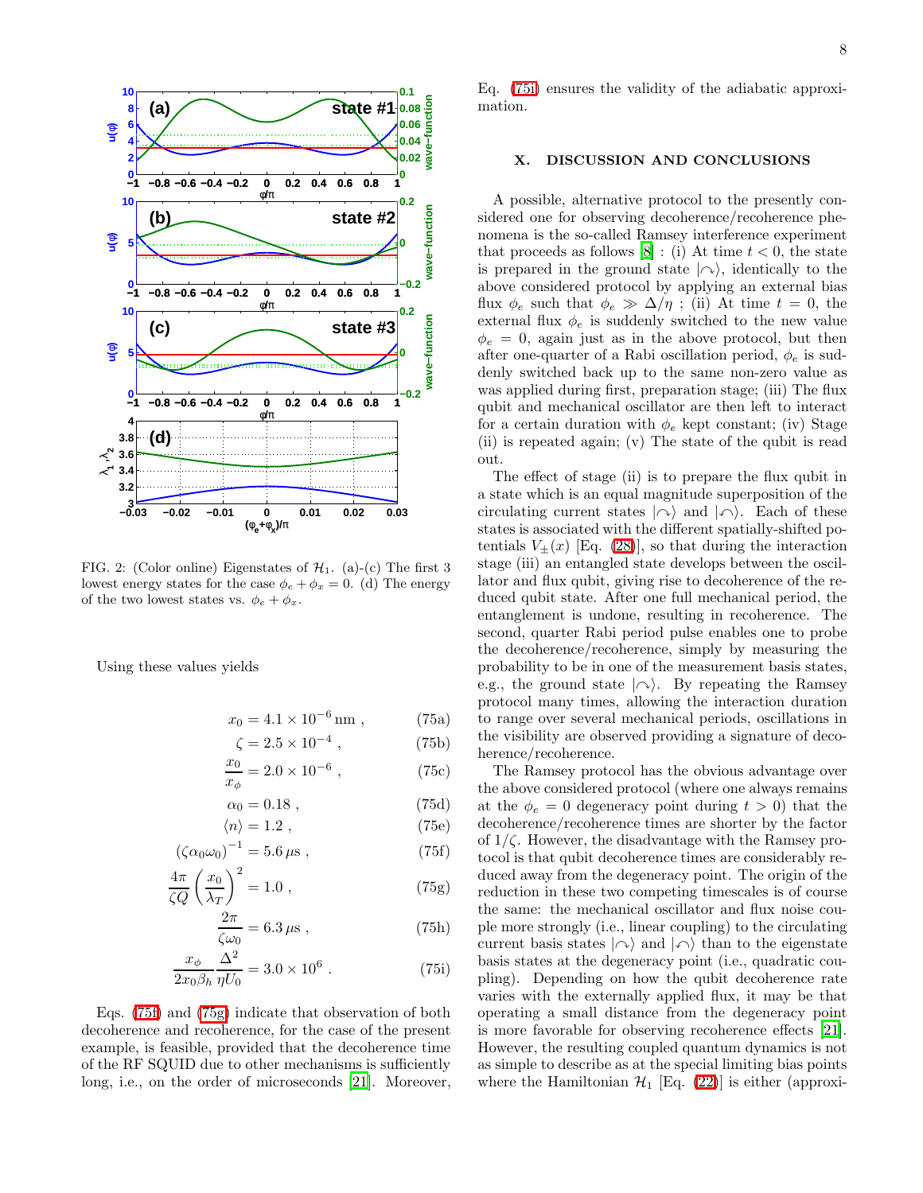FIG. 2: (Color online) Eigenstates of $\mathcal{H}_1$. (a)-(c) The first 3 lowest energy states for the case $\phi_e + \phi_x = 0$. (d) The energy of the two lowest states vs. $\phi_e + \phi_x$.

Using these values yields

$$x_0 = 4.1 \times 10^{-6}\,\text{nm}\ , \tag{75a}$$

$$\zeta = 2.5 \times 10^{-4}\ , \tag{75b}$$

$$\frac{x_0}{x_\phi} = 2.0 \times 10^{-6}\ , \tag{75c}$$

$$\alpha_0 = 0.18\ , \tag{75d}$$

$$\langle n \rangle = 1.2\ , \tag{75e}$$

$$(\zeta\alpha_0\omega_0)^{-1} = 5.6\,\mu s\ , \tag{75f}$$

$$\frac{4\pi}{\zeta Q}\left(\frac{x_0}{\lambda_T}\right)^2 = 1.0\ , \tag{75g}$$

$$\frac{2\pi}{\zeta\omega_0} = 6.3\,\mu s\ , \tag{75h}$$

$$\frac{x_\phi}{2x_0\beta_h}\frac{\Delta^2}{\eta U_0} = 3.0 \times 10^6\ . \tag{75i}$$

Eqs. (75f) and (75g) indicate that observation of both decoherence and recoherence, for the case of the present example, is feasible, provided that the decoherence time of the RF SQUID due to other mechanisms is sufficiently long, i.e., on the order of microseconds [21]. Moreover, Eq. (75i) ensures the validity of the adiabatic approximation.

## X. DISCUSSION AND CONCLUSIONS

A possible, alternative protocol to the presently considered one for observing decoherence/recoherence phenomena is the so-called Ramsey interference experiment that proceeds as follows [8] : (i) At time $t < 0$, the state is prepared in the ground state $|\curvearrowright\rangle$, identically to the above considered protocol by applying an external bias flux $\phi_e$ such that $\phi_e \gg \Delta/\eta$ ; (ii) At time $t = 0$, the external flux $\phi_e$ is suddenly switched to the new value $\phi_e = 0$, again just as in the above protocol, but then after one-quarter of a Rabi oscillation period, $\phi_e$ is suddenly switched back up to the same non-zero value as was applied during first, preparation stage; (iii) The flux qubit and mechanical oscillator are then left to interact for a certain duration with $\phi_e$ kept constant; (iv) Stage (ii) is repeated again; (v) The state of the qubit is read out.

The effect of stage (ii) is to prepare the flux qubit in a state which is an equal magnitude superposition of the circulating current states $|\curvearrowright\rangle$ and $|\curvearrowleft\rangle$. Each of these states is associated with the different spatially-shifted potentials $V_\pm(x)$ [Eq. (28)], so that during the interaction stage (iii) an entangled state develops between the oscillator and flux qubit, giving rise to decoherence of the reduced qubit state. After one full mechanical period, the entanglement is undone, resulting in recoherence. The second, quarter Rabi period pulse enables one to probe the decoherence/recoherence, simply by measuring the probability to be in one of the measurement basis states, e.g., the ground state $|\curvearrowright\rangle$. By repeating the Ramsey protocol many times, allowing the interaction duration to range over several mechanical periods, oscillations in the visibility are observed providing a signature of decoherence/recoherence.

The Ramsey protocol has the obvious advantage over the above considered protocol (where one always remains at the $\phi_e = 0$ degeneracy point during $t > 0$) that the decoherence/recoherence times are shorter by the factor of $1/\zeta$. However, the disadvantage with the Ramsey protocol is that qubit decoherence times are considerably reduced away from the degeneracy point. The origin of the reduction in these two competing timescales is of course the same: the mechanical oscillator and flux noise couple more strongly (i.e., linear coupling) to the circulating current basis states $|\curvearrowright\rangle$ and $|\curvearrowleft\rangle$ than to the eigenstate basis states at the degeneracy point (i.e., quadratic coupling). Depending on how the qubit decoherence rate varies with the externally applied flux, it may be that operating a small distance from the degeneracy point is more favorable for observing recoherence effects [21]. However, the resulting coupled quantum dynamics is not as simple to describe as at the special limiting bias points where the Hamiltonian $\mathcal{H}_1$ [Eq. (22)] is either (approxi-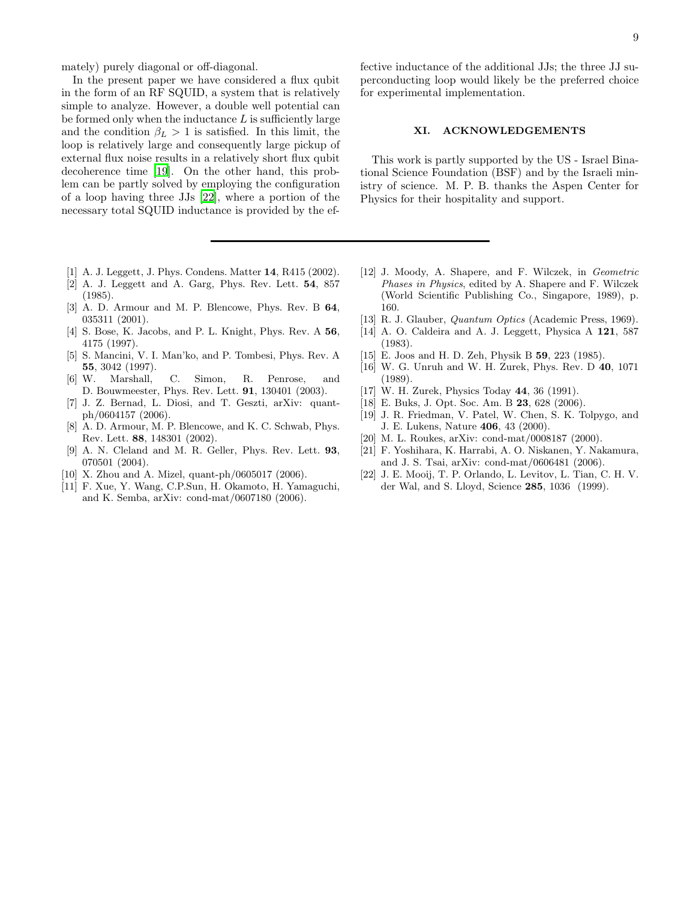mately) purely diagonal or off-diagonal.

In the present paper we have considered a flux qubit in the form of an RF SQUID, a system that is relatively simple to analyze. However, a double well potential can be formed only when the inductance $L$ is sufficiently large and the condition $\beta_L > 1$ is satisfied. In this limit, the loop is relatively large and consequently large pickup of external flux noise results in a relatively short flux qubit decoherence time [19]. On the other hand, this problem can be partly solved by employing the configuration of a loop having three JJs [22], where a portion of the necessary total SQUID inductance is provided by the effective inductance of the additional JJs; the three JJ superconducting loop would likely be the preferred choice for experimental implementation.

## XI. ACKNOWLEDGEMENTS

This work is partly supported by the US - Israel Binational Science Foundation (BSF) and by the Israeli ministry of science. M. P. B. thanks the Aspen Center for Physics for their hospitality and support.

---

[1] A. J. Leggett, J. Phys. Condens. Matter **14**, R415 (2002).

[2] A. J. Leggett and A. Garg, Phys. Rev. Lett. **54**, 857 (1985).

[3] A. D. Armour and M. P. Blencowe, Phys. Rev. B **64**, 035311 (2001).

[4] S. Bose, K. Jacobs, and P. L. Knight, Phys. Rev. A **56**, 4175 (1997).

[5] S. Mancini, V. I. Man'ko, and P. Tombesi, Phys. Rev. A **55**, 3042 (1997).

[6] W. Marshall, C. Simon, R. Penrose, and D. Bouwmeester, Phys. Rev. Lett. **91**, 130401 (2003).

[7] J. Z. Bernad, L. Diosi, and T. Geszti, arXiv: quant-ph/0604157 (2006).

[8] A. D. Armour, M. P. Blencowe, and K. C. Schwab, Phys. Rev. Lett. **88**, 148301 (2002).

[9] A. N. Cleland and M. R. Geller, Phys. Rev. Lett. **93**, 070501 (2004).

[10] X. Zhou and A. Mizel, quant-ph/0605017 (2006).

[11] F. Xue, Y. Wang, C.P.Sun, H. Okamoto, H. Yamaguchi, and K. Semba, arXiv: cond-mat/0607180 (2006).

[12] J. Moody, A. Shapere, and F. Wilczek, in *Geometric Phases in Physics*, edited by A. Shapere and F. Wilczek (World Scientific Publishing Co., Singapore, 1989), p. 160.

[13] R. J. Glauber, *Quantum Optics* (Academic Press, 1969).

[14] A. O. Caldeira and A. J. Leggett, Physica A **121**, 587 (1983).

[15] E. Joos and H. D. Zeh, Physik B **59**, 223 (1985).

[16] W. G. Unruh and W. H. Zurek, Phys. Rev. D **40**, 1071 (1989).

[17] W. H. Zurek, Physics Today **44**, 36 (1991).

[18] E. Buks, J. Opt. Soc. Am. B **23**, 628 (2006).

[19] J. R. Friedman, V. Patel, W. Chen, S. K. Tolpygo, and J. E. Lukens, Nature **406**, 43 (2000).

[20] M. L. Roukes, arXiv: cond-mat/0008187 (2000).

[21] F. Yoshihara, K. Harrabi, A. O. Niskanen, Y. Nakamura, and J. S. Tsai, arXiv: cond-mat/0606481 (2006).

[22] J. E. Mooij, T. P. Orlando, L. Levitov, L. Tian, C. H. V. der Wal, and S. Lloyd, Science **285**, 1036 (1999).